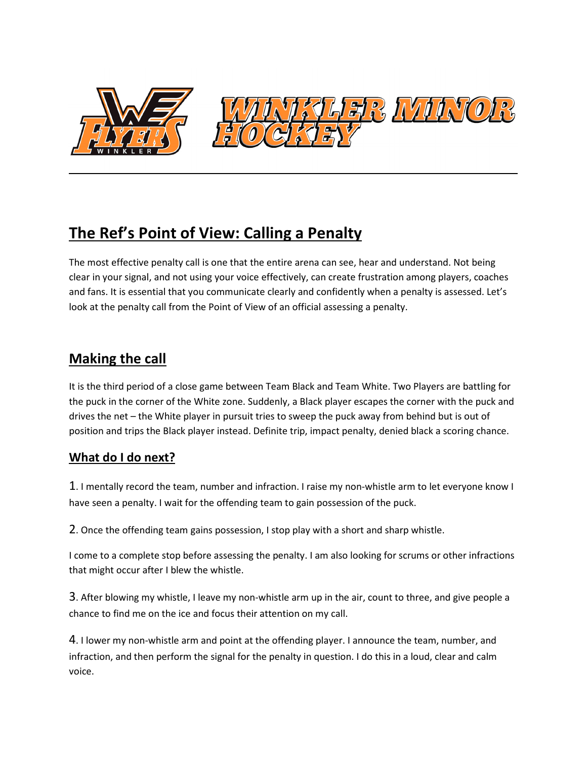# WINKLER MINOR HOCKEY

## The Ref's Point of View: Calling a Penalty

The most effective penalty call is one that the entire arena can see, hear and understand. Not being clear in your signal, and not using your voice effectively, can create frustration among players, coaches and fans. It is essential that you communicate clearly and confidently when a penalty is assessed. Let's look at the penalty call from the Point of View of an official assessing a penalty.

## Making the call

It is the third period of a close game between Team Black and Team White. Two Players are battling for the puck in the corner of the White zone. Suddenly, a Black player escapes the corner with the puck and drives the net – the White player in pursuit tries to sweep the puck away from behind but is out of position and trips the Black player instead. Definite trip, impact penalty, denied black a scoring chance.

### What do I do next?

1. I mentally record the team, number and infraction. I raise my non-whistle arm to let everyone know I have seen a penalty. I wait for the offending team to gain possession of the puck.

2. Once the offending team gains possession, I stop play with a short and sharp whistle.

I come to a complete stop before assessing the penalty. I am also looking for scrums or other infractions that might occur after I blew the whistle.

3. After blowing my whistle, I leave my non-whistle arm up in the air, count to three, and give people a chance to find me on the ice and focus their attention on my call.

4. I lower my non-whistle arm and point at the offending player. I announce the team, number, and infraction, and then perform the signal for the penalty in question. I do this in a loud, clear and calm voice.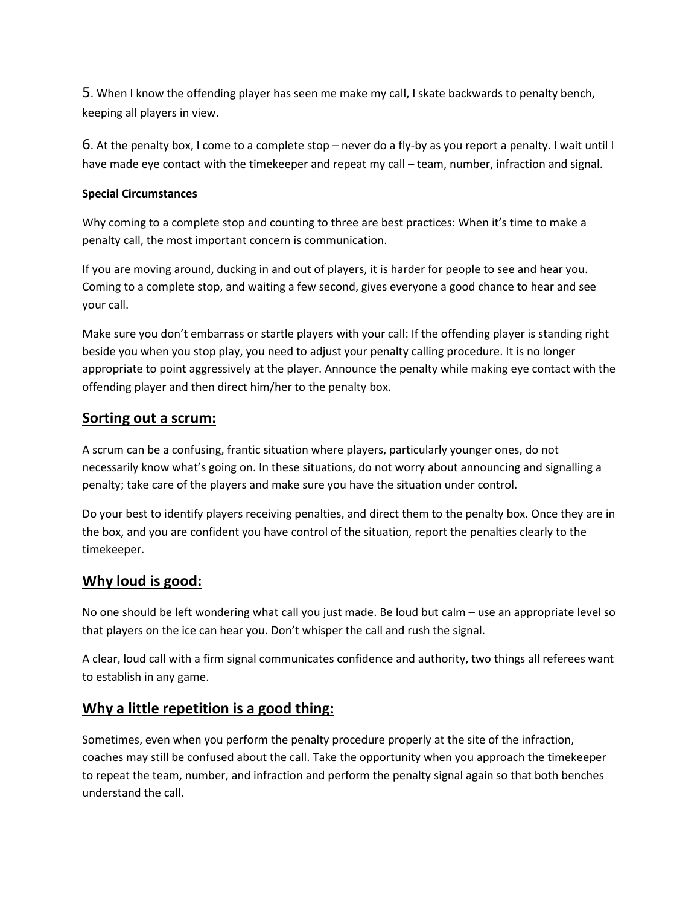5. When I know the offending player has seen me make my call, I skate backwards to penalty bench, keeping all players in view.

6. At the penalty box, I come to a complete stop – never do a fly-by as you report a penalty. I wait until I have made eye contact with the timekeeper and repeat my call – team, number, infraction and signal.

**Special Circumstances**

Why coming to a complete stop and counting to three are best practices: When it's time to make a penalty call, the most important concern is communication.

If you are moving around, ducking in and out of players, it is harder for people to see and hear you. Coming to a complete stop, and waiting a few second, gives everyone a good chance to hear and see your call.

Make sure you don't embarrass or startle players with your call: If the offending player is standing right beside you when you stop play, you need to adjust your penalty calling procedure. It is no longer appropriate to point aggressively at the player. Announce the penalty while making eye contact with the offending player and then direct him/her to the penalty box.

## <u>Sorting out a scrum:</u>

A scrum can be a confusing, frantic situation where players, particularly younger ones, do not necessarily know what's going on. In these situations, do not worry about announcing and signalling a penalty; take care of the players and make sure you have the situation under control.

Do your best to identify players receiving penalties, and direct them to the penalty box. Once they are in the box, and you are confident you have control of the situation, report the penalties clearly to the timekeeper.

## <u>Why loud is good:</u>

No one should be left wondering what call you just made. Be loud but calm – use an appropriate level so that players on the ice can hear you. Don't whisper the call and rush the signal.

A clear, loud call with a firm signal communicates confidence and authority, two things all referees want to establish in any game.

## <u>Why a little repetition is a good thing:</u>

Sometimes, even when you perform the penalty procedure properly at the site of the infraction, coaches may still be confused about the call. Take the opportunity when you approach the timekeeper to repeat the team, number, and infraction and perform the penalty signal again so that both benches understand the call.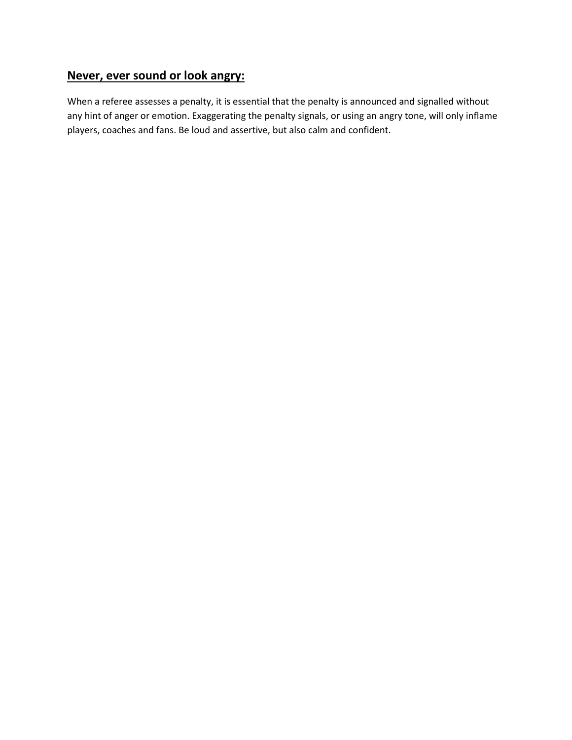## **Never, ever sound or look angry:**

When a referee assesses a penalty, it is essential that the penalty is announced and signalled without any hint of anger or emotion. Exaggerating the penalty signals, or using an angry tone, will only inflame players, coaches and fans. Be loud and assertive, but also calm and confident.